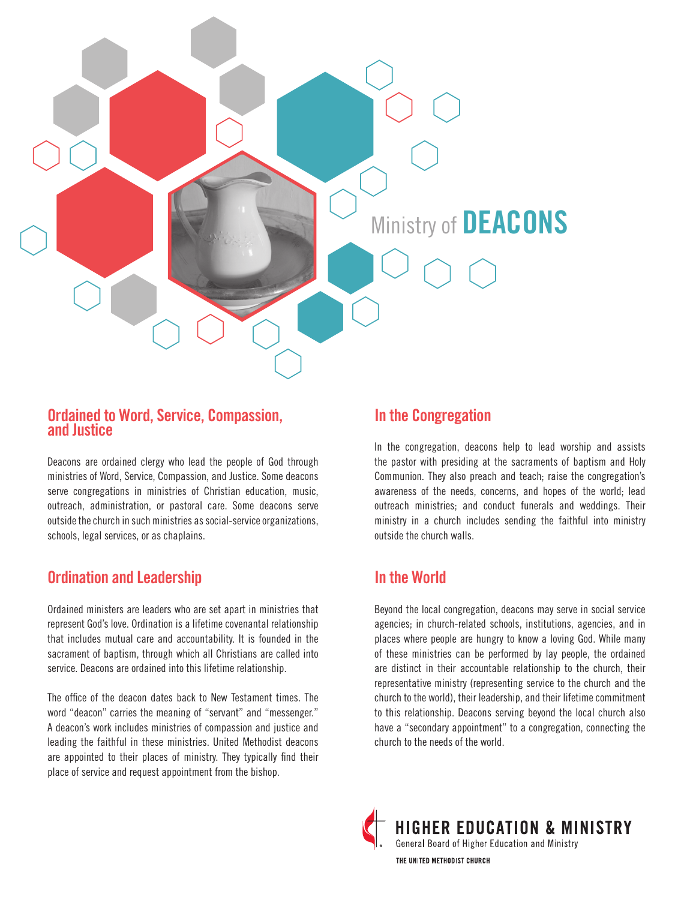# Ministry of DEACONS

## Ordained to Word, Service, Compassion, and Justice

Deacons are ordained clergy who lead the people of God through ministries of Word, Service, Compassion, and Justice. Some deacons serve congregations in ministries of Christian education, music, outreach, administration, or pastoral care. Some deacons serve outside the church in such ministries as social-service organizations, schools, legal services, or as chaplains.

## Ordination and Leadership

Ordained ministers are leaders who are set apart in ministries that represent God's love. Ordination is a lifetime covenantal relationship that includes mutual care and accountability. It is founded in the sacrament of baptism, through which all Christians are called into service. Deacons are ordained into this lifetime relationship.

The office of the deacon dates back to New Testament times. The word "deacon" carries the meaning of "servant" and "messenger." A deacon's work includes ministries of compassion and justice and leading the faithful in these ministries. United Methodist deacons are appointed to their places of ministry. They typically find their place of service and request appointment from the bishop.

## In the Congregation

In the congregation, deacons help to lead worship and assists the pastor with presiding at the sacraments of baptism and Holy Communion. They also preach and teach; raise the congregation's awareness of the needs, concerns, and hopes of the world; lead outreach ministries; and conduct funerals and weddings. Their ministry in a church includes sending the faithful into ministry outside the church walls.

## In the World

Beyond the local congregation, deacons may serve in social service agencies; in church-related schools, institutions, agencies, and in places where people are hungry to know a loving God. While many of these ministries can be performed by lay people, the ordained are distinct in their accountable relationship to the church, their representative ministry (representing service to the church and the church to the world), their leadership, and their lifetime commitment to this relationship. Deacons serving beyond the local church also have a "secondary appointment" to a congregation, connecting the church to the needs of the world.

HIGHER EDUCATION & MINISTRY
General Board of Higher Education and Ministry
THE UNITED METHODIST CHURCH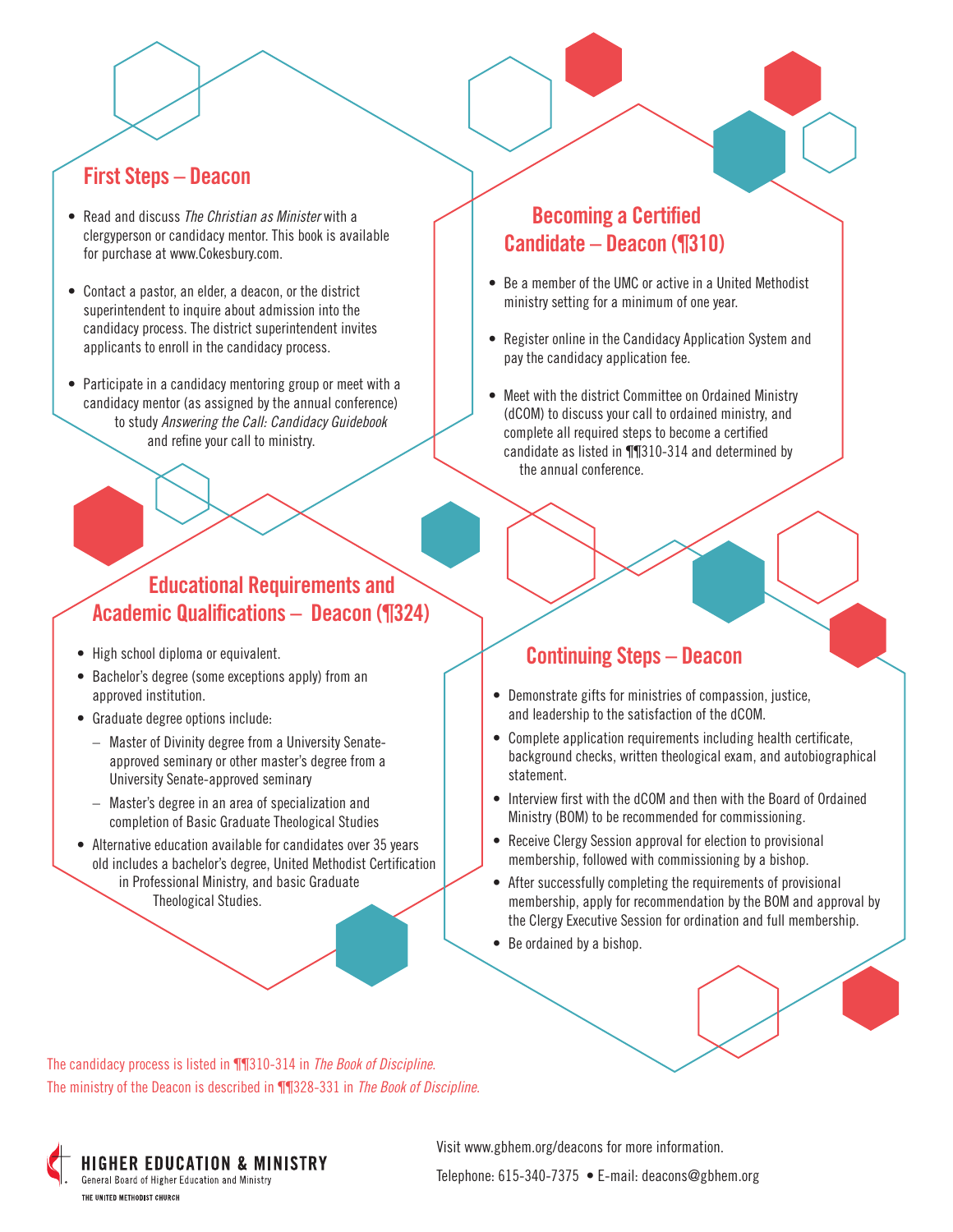## First Steps – Deacon

- Read and discuss *The Christian as Minister* with a clergyperson or candidacy mentor. This book is available for purchase at www.Cokesbury.com.
- Contact a pastor, an elder, a deacon, or the district superintendent to inquire about admission into the candidacy process. The district superintendent invites applicants to enroll in the candidacy process.
- Participate in a candidacy mentoring group or meet with a candidacy mentor (as assigned by the annual conference) to study *Answering the Call: Candidacy Guidebook* and refine your call to ministry.

## Becoming a Certified Candidate – Deacon (¶310)

- Be a member of the UMC or active in a United Methodist ministry setting for a minimum of one year.
- Register online in the Candidacy Application System and pay the candidacy application fee.
- Meet with the district Committee on Ordained Ministry (dCOM) to discuss your call to ordained ministry, and complete all required steps to become a certified candidate as listed in ¶¶310-314 and determined by the annual conference.

## Educational Requirements and Academic Qualifications – Deacon (¶324)

- High school diploma or equivalent.
- Bachelor's degree (some exceptions apply) from an approved institution.
- Graduate degree options include:
  - Master of Divinity degree from a University Senate-approved seminary or other master's degree from a University Senate-approved seminary
  - Master's degree in an area of specialization and completion of Basic Graduate Theological Studies
- Alternative education available for candidates over 35 years old includes a bachelor's degree, United Methodist Certification in Professional Ministry, and basic Graduate Theological Studies.

## Continuing Steps – Deacon

- Demonstrate gifts for ministries of compassion, justice, and leadership to the satisfaction of the dCOM.
- Complete application requirements including health certificate, background checks, written theological exam, and autobiographical statement.
- Interview first with the dCOM and then with the Board of Ordained Ministry (BOM) to be recommended for commissioning.
- Receive Clergy Session approval for election to provisional membership, followed with commissioning by a bishop.
- After successfully completing the requirements of provisional membership, apply for recommendation by the BOM and approval by the Clergy Executive Session for ordination and full membership.
- Be ordained by a bishop.

The candidacy process is listed in ¶¶310-314 in *The Book of Discipline.*
The ministry of the Deacon is described in ¶¶328-331 in *The Book of Discipline.*

**HIGHER EDUCATION & MINISTRY**
General Board of Higher Education and Ministry
THE UNITED METHODIST CHURCH

Visit www.gbhem.org/deacons for more information.

Telephone: 615-340-7375 • E-mail: deacons@gbhem.org